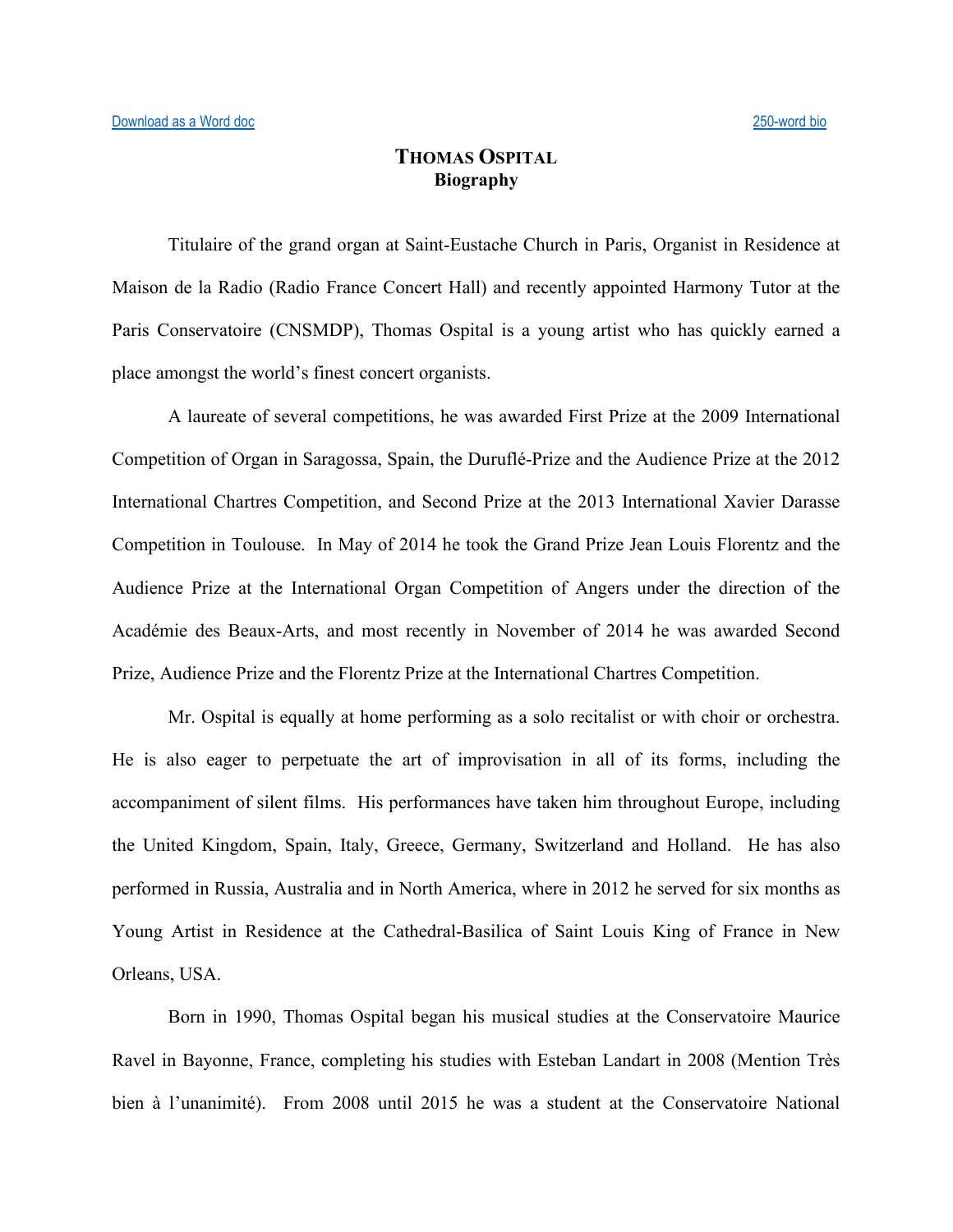Download as a Word doc 250-word bio

# THOMAS OSPITAL
## Biography

Titulaire of the grand organ at Saint-Eustache Church in Paris, Organist in Residence at Maison de la Radio (Radio France Concert Hall) and recently appointed Harmony Tutor at the Paris Conservatoire (CNSMDP), Thomas Ospital is a young artist who has quickly earned a place amongst the world's finest concert organists.

A laureate of several competitions, he was awarded First Prize at the 2009 International Competition of Organ in Saragossa, Spain, the Duruflé-Prize and the Audience Prize at the 2012 International Chartres Competition, and Second Prize at the 2013 International Xavier Darasse Competition in Toulouse. In May of 2014 he took the Grand Prize Jean Louis Florentz and the Audience Prize at the International Organ Competition of Angers under the direction of the Académie des Beaux-Arts, and most recently in November of 2014 he was awarded Second Prize, Audience Prize and the Florentz Prize at the International Chartres Competition.

Mr. Ospital is equally at home performing as a solo recitalist or with choir or orchestra. He is also eager to perpetuate the art of improvisation in all of its forms, including the accompaniment of silent films. His performances have taken him throughout Europe, including the United Kingdom, Spain, Italy, Greece, Germany, Switzerland and Holland. He has also performed in Russia, Australia and in North America, where in 2012 he served for six months as Young Artist in Residence at the Cathedral-Basilica of Saint Louis King of France in New Orleans, USA.

Born in 1990, Thomas Ospital began his musical studies at the Conservatoire Maurice Ravel in Bayonne, France, completing his studies with Esteban Landart in 2008 (Mention Très bien à l'unanimité). From 2008 until 2015 he was a student at the Conservatoire National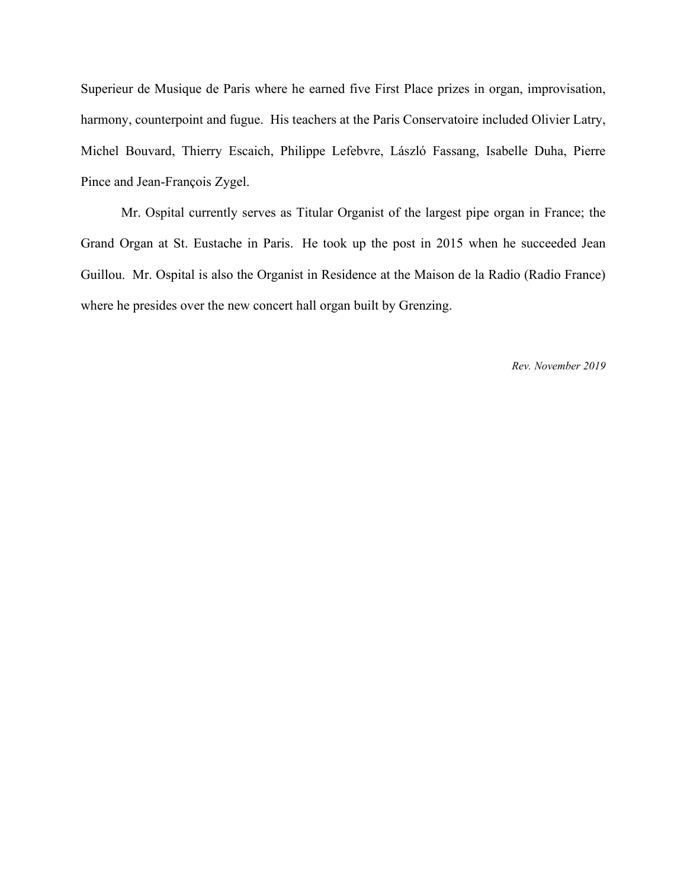Superieur de Musique de Paris where he earned five First Place prizes in organ, improvisation, harmony, counterpoint and fugue. His teachers at the Paris Conservatoire included Olivier Latry, Michel Bouvard, Thierry Escaich, Philippe Lefebvre, László Fassang, Isabelle Duha, Pierre Pince and Jean-François Zygel.

Mr. Ospital currently serves as Titular Organist of the largest pipe organ in France; the Grand Organ at St. Eustache in Paris. He took up the post in 2015 when he succeeded Jean Guillou. Mr. Ospital is also the Organist in Residence at the Maison de la Radio (Radio France) where he presides over the new concert hall organ built by Grenzing.

*Rev. November 2019*